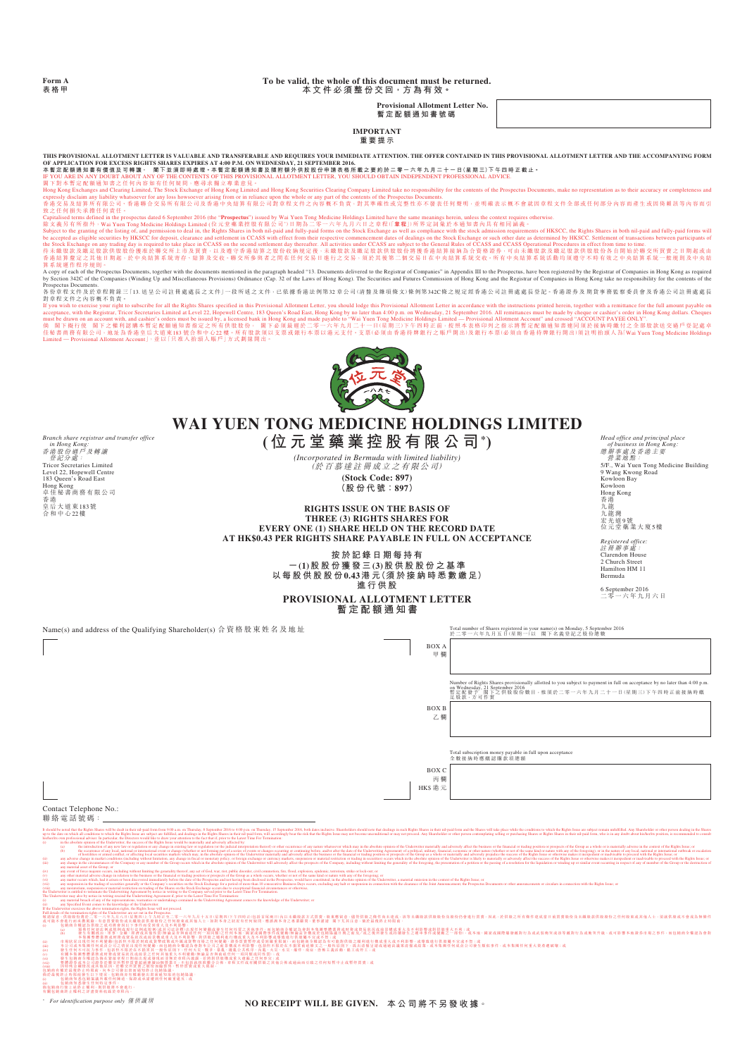Form A
表格甲

**To be valid, the whole of this document must be returned.**
**本文件必須整份交回，方為有效。**

**Provisional Allotment Letter No.**
**暫定配額通知書號碼**

## IMPORTANT
## 重要提示

**THIS PROVISIONAL ALLOTMENT LETTER IS VALUABLE AND TRANSFERABLE AND REQUIRES YOUR IMMEDIATE ATTENTION. THE OFFER CONTAINED IN THIS PROVISIONAL ALLOTMENT LETTER AND THE ACCOMPANYING FORM OF APPLICATION FOR EXCESS RIGHTS SHARES EXPIRES AT 4:00 P.M. ON WEDNESDAY, 21 SEPTEMBER 2016.**

**本暫定配額通知書有價值及可轉讓，閣下並須即時處理。本暫定配額通知書及隨附額外供股股份申請表格所載之要約於二零一六年九月二十一日(星期三)下午四時正截止。**

**IF YOU ARE IN ANY DOUBT ABOUT ANY OF THE CONTENTS OF THIS PROVISIONAL ALLOTMENT LETTER, YOU SHOULD OBTAIN INDEPENDENT PROFESSIONAL ADVICE.**

閣下對本暫定配額通知書之任何內容如有任何疑問，應諮詢獨立專業意見。

Hong Kong Exchanges and Clearing Limited, The Stock Exchange of Hong Kong Limited and Hong Kong Securities Clearing Company Limited take no responsibility for the contents of the Prospectus Documents, make no representation as to their accuracy or completeness and expressly disclaim any liability whatsoever for any loss howsoever arising from or in reliance upon the whole or any part of the contents of the Prospectus Documents.

香港交易及結算所有限公司、香港聯合交易所有限公司及香港中央結算有限公司對章程文件之內容概不負責，對其準確性或完整性亦不發表任何聲明，並明確表示概不會就因章程文件全部或任何部分內容而產生或因倚賴該等內容而引致之任何損失承擔任何責任。

Capitalised terms defined in the prospectus dated 6 September 2016 (the "**Prospectus**") issued by Wai Yuen Tong Medicine Holdings Limited have the same meanings herein, unless the context requires otherwise.

除文義另有所指外，Wai Yuen Tong Medicine Holdings Limited(位元堂藥業控股有限公司)日期為二零一六年九月六日之章程(「**章程**」)所界定詞彙於本通知書內具有相同涵義。

Subject to the granting of the listing of, and permission to deal in, the Rights Shares in both nil-paid and fully-paid forms on the Stock Exchange as well as compliance with the stock admission requirements of HKSCC, the Rights Shares in both nil-paid and fully-paid forms will be accepted as eligible securities by HKSCC for deposit, clearance and settlement in CCASS with effect from their respective commencement dates of dealings on the Stock Exchange or such other date as determined by HKSCC. Settlement of transactions between participants of the Stock Exchange on any trading day is required to take place in CCASS on the second settlement day thereafter. All activities under CCASS are subject to the General Rules of CCASS and CCASS Operational Procedures in effect from time to time.

待未繳股款及繳足股款供股股份獲准於聯交所上市及買賣，以及遵守香港結算之股份收納規定後，未繳股款及繳足股款供股股份將獲香港結算接納為合資格證券，可由未繳股款及繳足股款供股股份各自開始於聯交所買賣之日期起或由香港結算釐定之其他日期起，於中央結算系統寄存、結算及交收。聯交所參與者之間於任何交易日進行之交易，須於其後第二個交收日在中央結算系統交收。所有中央結算系統活動均須遵守不時有效之中央結算系統一般規則及中央結算系統運作程序規則。

A copy of each of the Prospectus Documents, together with the documents mentioned in the paragraph headed "13. Documents delivered to the Registrar of Companies" in Appendix III to the Prospectus, have been registered by the Registrar of Companies in Hong Kong as required by Section 342C of the Companies (Winding Up and Miscellaneous Provisions) Ordinance (Cap. 32 of the Laws of Hong Kong). The Securities and Futures Commission of Hong Kong and the Registrar of Companies in Hong Kong take no responsibility for the contents of the Prospectus Documents.

各份章程文件及於章程附錄三「13.送呈公司註冊處處長之文件」一段所述之文件，已依據香港法例第32章公司(清盤及雜項條文)條例第342C條之規定經香港公司註冊處處長登記。香港證券及期貨事務監察委員會及香港公司註冊處處長對章程文件之內容概不負責。

If you wish to exercise your right to subscribe for all the Rights Shares specified in this Provisional Allotment Letter, you should lodge this Provisional Allotment Letter in accordance with the instructions printed herein, together with a remittance for the full amount payable on acceptance, with the Registrar, Tricor Secretaries Limited at Level 22, Hopewell Centre, 183 Queen's Road East, Hong Kong by no later than 4:00 p.m. on Wednesday, 21 September 2016. All remittances must be made by cheque or cashier's order in Hong Kong dollars. Cheques must be drawn on an account with, and cashier's orders must be issued by, a licensed bank in Hong Kong and made payable to "Wai Yuen Tong Medicine Holdings Limited — Provisional Allotment Account" and crossed "ACCOUNT PAYEE ONLY".

倘 閣下擬行使 閣下之權利認購本暫定配額通知書指定之所有供股股份， 閣下必須最遲於二零一六年九月二十一日(星期三)下午四時正前，按照本表格印列之指示將暫定配額通知書連同須於接納時繳付之全部股款送交過戶登記處卓佳秘書商務有限公司，地址為香港皇后大道東183號合和中心22樓。所有股款須以支票或銀行本票以港元支付。支票(必須由香港持牌銀行之賬戶開出)及銀行本票(必須由香港持牌銀行開出)須註明抬頭人為「Wai Yuen Tong Medicine Holdings Limited — Provisional Allotment Account」，並以「只准入抬頭人賬戶」方式劃線開出。

# WAI YUEN TONG MEDICINE HOLDINGS LIMITED
# (位元堂藥業控股有限公司\*)

*(Incorporated in Bermuda with limited liability)*
*(於百慕達註冊成立之有限公司)*

**(Stock Code: 897)**
**(股份代號：897)**

*Branch share registrar and transfer office in Hong Kong:*
*香港股份過戶及轉讓登記分處：*
Tricor Secretaries Limited
Level 22, Hopewell Centre
183 Queen's Road East
Hong Kong
卓佳秘書商務有限公司
香港
皇后大道東183號
合和中心22樓

*Head office and principal place of business in Hong Kong:*
*總辦事處及香港主要營業地點：*
5/F., Wai Yuen Tong Medicine Building
9 Wang Kwong Road
Kowloon Bay
Kowloon
Hong Kong
香港
九龍
九龍灣
宏光道9號
位元堂藥業大廈5樓

*Registered office:*
*註冊辦事處：*
Clarendon House
2 Church Street
Hamilton HM 11
Bermuda

6 September 2016
二零一六年九月六日

## RIGHTS ISSUE ON THE BASIS OF THREE (3) RIGHTS SHARES FOR EVERY ONE (1) SHARE HELD ON THE RECORD DATE AT HK$0.43 PER RIGHTS SHARE PAYABLE IN FULL ON ACCEPTANCE

## 按於記錄日期每持有一(1)股股份獲發三(3)股供股股份之基準以每股供股股份0.43港元(須於接納時悉數繳足)進行供股

## PROVISIONAL ALLOTMENT LETTER
## 暫定配額通知書

Name(s) and address of the Qualifying Shareholder(s) 合資格股東姓名及地址

Total number of Shares registered in your name(s) on Monday, 5 September 2016
於二零一六年九月五日(星期一)以 閣下名義登記之股份總數

BOX A 甲欄

Number of Rights Shares provisionally allotted to you subject to payment in full on acceptance by no later than 4:00 p.m. on Wednesday, 21 September 2016
暫定配發予 閣下之供股股份數目，須於二零一六年九月二十一日(星期三)下午四時正前接納時足額繳款，方可作實

BOX B 乙欄

Total subscription money payable in full upon acceptance
全數接納時應繳認購款項總額

BOX C 丙欄
HK$ 港元

Contact Telephone No.:
聯絡電話號碼：

It should be noted that the Rights Shares will be dealt in their nil-paid form from 9:00 a.m. on Thursday, 8 September 2016 to 4:00 p.m. on Thursday, 15 September 2016, both dates inclusive. Shareholders should note that dealings in such Rights Shares in their nil-paid form and the Shares will take place while the conditions to which the Rights Issue are subject remain unfulfilled. Any Shareholder or other person dealing in the Shares up to the date on which all conditions to which the Rights Issue are subject are fulfilled, and dealings in the Rights Shares in their nil-paid form, will accordingly bear the risk that the Rights Issue may not become unconditional or may not proceed. Any Shareholder or other person contemplating selling or purchasing Shares or Rights Shares in their nil-paid form, who is in any doubt about his/her/its position, is recommended to consult his/her/its own professional advisers. In particular, the Directors would like to draw your attention to the fact that if, prior to the Latest Time For Termination:

(i) in the absolute opinion of the Underwriter, the success of the Rights Issue would be materially and adversely affected by:
(a) the introduction of any new law or regulation or any change in existing law or regulation (or the judicial interpretation thereof) or other occurrence of any nature whatsoever which may in the absolute opinion of the Underwriter materially and adversely affect the business or the financial or trading position or prospects of the Group as a whole or is materially adverse in the context of the Rights Issue; or
(b) the occurrence of any local, national or international event or change (whether or not forming part of a series of events or changes occurring or continuing before, and/or after the date of the Underwriting Agreement) of a political, military, financial, economic or other nature (whether or not ejusdem generis with any of the foregoing), or in the nature of any local, national or international outbreak or escalation of hostilities or armed conflict, or affecting local securities markets which may, in the absolute opinion of the Underwriter materially and adversely affect the business or the financial or trading position or prospects of the Group as a whole or materially and adversely prejudice the success of the Rights Issue or otherwise makes it inexpedient or inadvisable to proceed with the Rights Issue; or
(ii) any adverse change in market conditions (including without limitation, any change in fiscal or monetary policy, or foreign exchange or currency markets, suspension or material restriction or trading in securities) occurs which in the absolute opinion of the Underwriter is likely to materially or adversely affect the success of the Rights Issue or otherwise makes it inexpedient or inadvisable to proceed with the Rights Issue; or
(iii) any change in the circumstances of the Company or any member of the Group occurs which in the absolute opinion of the Underwriter will adversely affect the prospects of the Company, including without limiting the generality of the foregoing, the presentation of a petition or the passing of a resolution for the liquidation or winding up or similar event occurring in respect of any of member of the Group or the destruction of any material asset of the Group; or
(iv) any event of force majeure occurs, including without limiting the generality thereof, any act of God, war, riot, public disorder, civil commotion, fire, flood, explosion, epidemic, terrorism, strike or lock-out; or
(v) any other material adverse change in relation to the business or the financial or trading position or prospects of the Group as a whole, whether or not of the same kind as any of the foregoing; or
(vi) any matter occurs which, had it arisen or been discovered immediately before the date of the Prospectus and not having been disclosed in the Prospectus, would have constituted, in the absolute opinion of the Underwriter, a material omission in the context of the Rights Issue; or
(vii) any suspension in the trading of securities generally or the Company's securities on the Stock Exchange for a period of more than 10 consecutive Business Days, excluding any halt or suspension in connection with the clearance of the Joint Announcement, the Prospectus Documents or other announcements or circulars in connection with the Rights Issue; or
(viii) any moratorium, suspension or material restriction on trading of the Shares on the Stock Exchange occurs due to exceptional financial circumstances or otherwise,

the Underwriter is entitled to terminate the Underwriting Agreement by notice in writing to the Company served prior to the Latest Time For Termination.

The Underwriter may also by notice in writing rescind the Underwriting Agreement if, prior to the Latest Time For Termination:
(i) any material breach of any of the representations, warranties or undertakings contained in the Underwriting Agreement comes to the knowledge of the Underwriter; or
(ii) any Specified Event comes to the knowledge of the Underwriter.

If the Underwriter exercises the above termination rights, the Rights Issue will not proceed.

Full details of the termination rights of the Underwriter are set out in the Prospectus.

務請留意，供股股份將於二零一六年九月八日(星期四)上午九時正至二零一六年九月十五日(星期四)下午四時正(包括首尾兩日)以未繳股款方式買賣。股東務請留意，買賣未繳股款供股股份及股份將於供股所附帶之條件仍未達成時進行。因此，於供股之所有條件達成當日前買賣股份及未繳股款供股股份之任何股東或其他人士，須承擔供股可能不會成為無條件或可能不會進行之風險。擬出售或購買股份或未繳股款供股股份之任何股東或其他人士，如對其本身之狀況有任何疑問，應諮詢其本身之專業顧問。董事謹請 閣下注意，倘於最後終止時限前：

(i) 包銷商全權認為供股之成功將因以下各項受到重大不利影響：
(a) 頒布任何新法例或規例或現行法例或規例(或其司法詮釋)出現任何變動或發生任何性質之其他事件，而包銷商全權認為可能對本集團整體之業務或財務或經營狀況或前景造成重大不利影響或對供股而言屬重大不利；或
(b) 發生任何屬政治、軍事、金融、經濟或其他性質(不論是否與上述任何一項屬同類)之地方、全國或國際事件或變動(不論是否屬於包銷協議日期前及/或後發生或持續之一連串事件或變動之一部分)，或屬任何地方、全國或國際敵對行為或武裝衝突爆發或升級之性質，或影響本地證券市場，而包銷商全權認為可能對本集團整體之業務或財務或經營狀況或前景造成重大不利影響，或對供股之成功造成重大不利影響，或在其他方面使進行供股屬不適宜或不明智；或
(ii) 市況出現任何不利變動(包括但不限於財政或貨幣政策、外匯或貨幣市場之任何變動、暫停或重大限制證券買賣)，而包銷商全權認為可能對供股之成功造成重大或不利影響，或在其他方面使進行供股屬不適宜或不明智；或
(iii) 本公司或本集團任何成員公司之情況出現任何變動，而包銷商全權認為將對本公司之前景造成不利影響，包括(在不影響上述一般性之情況下)就本集團任何成員公司之清盤或結業提出呈請或通過決議案或發生類似事件，或本集團任何重大資產遭損毀；或
(iv) 發生任何不可抗力事件，包括(在不影響其一般性之情況下)任何天災、戰爭、暴亂、擾亂公共秩序、內亂、火災、水災、爆炸、疫症、恐怖主義活動、罷工或停工；或
(v) 有關本集團整體業務或財務或經營狀況或前景出現任何其他重大不利變動(不論是否與上述任何一項屬同類)；或
(vi) 發生任何事宜，而倘該事宜於緊接章程日期前發生或被發現而未於章程內披露，包銷商全權認為將構成供股方面之重大遺漏；或
(vii) 證券整體或本公司證券於聯交所暫停買賣超過連續10個營業日，惟不包括因審批聯合公告、章程文件或有關供股之其他公告或通函而暫停或停止買賣；或
(viii) 因特殊金融情況或其他原因而令股份於聯交所之買賣出現任何停止、暫停或重大限制，

包銷商有權於最後終止時限前向本公司送達書面通知終止包銷協議。

倘於最後終止時限前發生以下事項，包銷商亦可透過書面通知撤銷包銷協議：
(i) 包銷商得悉包銷協議所載任何聲明、保證或承諾遭重大違反；或
(ii) 包銷商得悉任何特定事件。

倘包銷商行使上述終止權利，供股將不會進行。

有關包銷商終止權利之詳情載於章程內。

\* *For identification purpose only* 僅供識別

**NO RECEIPT WILL BE GIVEN. 本公司將不另發收據。**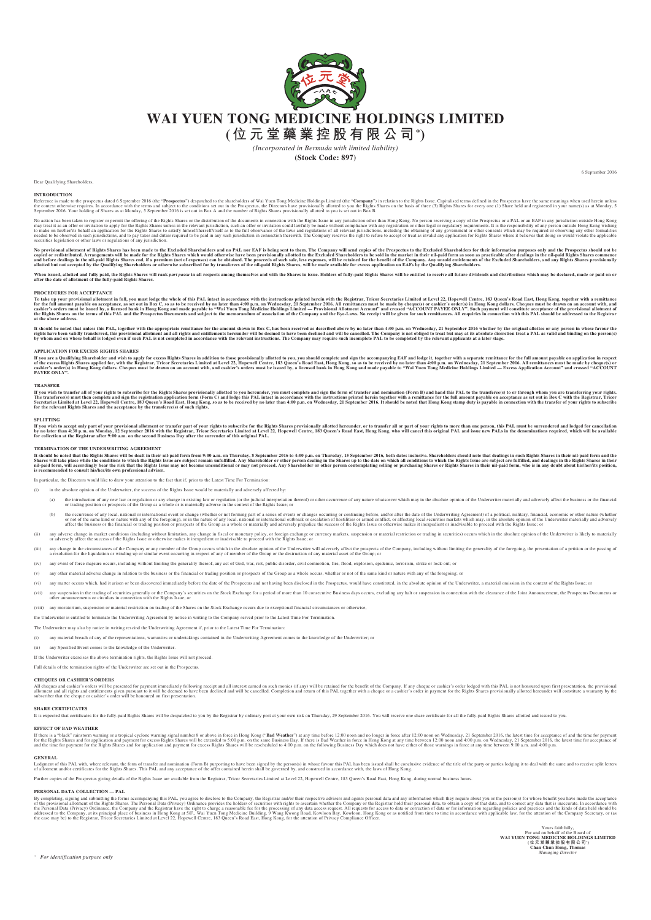# WAI YUEN TONG MEDICINE HOLDINGS LIMITED

## (位元堂藥業控股有限公司*)

*(Incorporated in Bermuda with limited liability)*

**(Stock Code: 897)**

6 September 2016

Dear Qualifying Shareholders,

### INTRODUCTION

Reference is made to the prospectus dated 6 September 2016 (the "**Prospectus**") despatched to the shareholders of Wai Yuen Tong Medicine Holdings Limited (the "**Company**") in relation to the Rights Issue. Capitalised terms defined in the Prospectus have the same meanings when used herein unless the context otherwise requires. In accordance with the terms and subject to the conditions set out in the Prospectus, the Directors have provisionally allotted to you the Rights Shares on the basis of three (3) Rights Shares for every one (1) Share held and registered in your name(s) as at Monday, 5 September 2016. Your holding of Shares as at Monday, 5 September 2016 is set out in Box A and the number of Rights Shares provisionally allotted to you is set out in Box B.

No action has been taken to register or permit the offering of the Rights Shares or the distribution of the documents in connection with the Rights Issue in any jurisdiction other than Hong Kong. No person receiving a copy of the Prospectus or a PAL or an EAF in any jurisdiction outside Hong Kong may treat it as an offer or invitation to apply for the Rights Shares unless in the relevant jurisdiction, such an offer or invitation could lawfully be made without compliance with any registration or other legal or regulatory requirements. It is the responsibility of any person outside Hong Kong wishing to make on his/her/its behalf an application for the Rights Shares to satisfy himself/herself/itself as to the full observance of the laws and regulations of all relevant jurisdictions, including the obtaining of any government or other consents which may be required or observing any other formalities needed to be observed in such jurisdictions, and to pay taxes and duties required to be paid in any such jurisdiction in connection therewith. The Company reserves the right to refuse to accept or treat as invalid any application for Rights Shares where it believes that doing so would violate the applicable securities legislation or other laws or regulations of any jurisdiction.

**No provisional allotment of Rights Shares has been made to the Excluded Shareholders and no PAL nor EAF is being sent to them. The Company will send copies of the Prospectus to the Excluded Shareholders for their information purposes only and the Prospectus should not be copied or redistributed. Arrangements will be made for the Rights Shares which would otherwise have been provisionally allotted to the Excluded Shareholders to be sold in the market in their nil-paid form as soon as practicable after dealings in the nil-paid Rights Shares commence and before dealings in the nil-paid Rights Shares end, if a premium (net of expenses) can be obtained. The proceeds of such sale, less expenses, will be retained for the benefit of the Company. Any unsold entitlements of the Excluded Shareholders, and any Rights Shares provisionally allotted but not accepted by the Qualifying Shareholders or otherwise subscribed for by transferees of the nil-paid Rights Shares, will be made available for excess application on EAFs by the Qualifying Shareholders.**

**When issued, allotted and fully paid, the Rights Shares will rank *pari passu* in all respects among themselves and with the Shares in issue. Holders of fully-paid Rights Shares will be entitled to receive all future dividends and distributions which may be declared, made or paid on or after the date of allotment of the fully-paid Rights Shares.**

### PROCEDURES FOR ACCEPTANCE

**To take up your provisional allotment in full, you must lodge the whole of this PAL intact in accordance with the instructions printed herein with the Registrar, Tricor Secretaries Limited at Level 22, Hopewell Centre, 183 Queen's Road East, Hong Kong, together with a remittance for the full amount payable on acceptance, as set out in Box C, so as to be received by no later than 4:00 p.m. on Wednesday, 21 September 2016. All remittances must be made by cheque(s) or cashier's order(s) in Hong Kong dollars. Cheques must be drawn on an account with, and cashier's orders must be issued by, a licensed bank in Hong Kong and made payable to "Wai Yuen Tong Medicine Holdings Limited — Provisional Allotment Account" and crossed "ACCOUNT PAYEE ONLY". Such payment will constitute acceptance of the provisional allotment of the Rights Shares on the terms of this PAL and the Prospectus Documents and subject to the memorandum of association of the Company and the Bye-Laws. No receipt will be given for such remittances. All enquiries in connection with this PAL should be addressed to the Registrar at the above address.**

**It should be noted that unless this PAL, together with the appropriate remittance for the amount shown in Box C, has been received as described above by no later than 4:00 p.m. on Wednesday, 21 September 2016 whether by the original allottee or any person in whose favour the rights have been validly transferred, this provisional allotment and all rights and entitlements hereunder will be deemed to have been declined and will be cancelled. The Company is not obliged to treat but may at its absolute discretion treat a PAL as valid and binding on the person(s) by whom and on whose behalf is lodged even if such PAL is not completed in accordance with the relevant instructions. The Company may require such incomplete PAL to be completed by the relevant applicants at a later stage.**

### APPLICATION FOR EXCESS RIGHTS SHARES

**If you are a Qualifying Shareholder and wish to apply for excess Rights Shares in addition to those provisionally allotted to you, you should complete and sign the accompanying EAF and lodge it, together with a separate remittance for the full amount payable on application in respect of the excess Rights Shares applied for, with the Registrar, Tricor Secretaries Limited at Level 22, Hopewell Centre, 183 Queen's Road East, Hong Kong, so as to be received by no later than 4:00 p.m. on Wednesday, 21 September 2016. All remittances must be made by cheque(s) or cashier's order(s) in Hong Kong dollars. Cheques must be drawn on an account with, and cashier's orders must be issued by, a licensed bank in Hong Kong and made payable to "Wai Yuen Tong Medicine Holdings Limited — Excess Application Account" and crossed "ACCOUNT PAYEE ONLY".**

### TRANSFER

**If you wish to transfer all of your rights to subscribe for the Rights Shares provisionally allotted to you hereunder, you must complete and sign the form of transfer and nomination (Form B) and hand this PAL to the transferee(s) or to or through whom you are transferring your rights. The transferee(s) must then complete and sign the registration application form (Form C) and lodge this PAL intact in accordance with the instructions printed herein together with a remittance for the full amount payable on acceptance as set out in Box C with the Registrar, Tricor Secretaries Limited at Level 22, Hopewell Centre, 183 Queen's Road East, Hong Kong, so as to be received by no later than 4:00 p.m. on Wednesday, 21 September 2016. It should be noted that Hong Kong stamp duty is payable in connection with the transfer of your rights to subscribe for the relevant Rights Shares and the acceptance by the transferee(s) of such rights.**

### SPLITTING

**If you wish to accept only part of your provisional allotment or transfer part of your rights to subscribe for the Rights Shares provisionally allotted hereunder, or to transfer all or part of your rights to more than one person, this PAL must be surrendered and lodged for cancellation by no later than 4:30 p.m. on Monday, 12 September 2016 with the Registrar, Tricor Secretaries Limited at Level 22, Hopewell Centre, 183 Queen's Road East, Hong Kong, who will cancel this original PAL and issue new PALs in the denominations required, which will be available for collection at the Registrar after 9:00 a.m. on the second Business Day after the surrender of this original PAL.**

### TERMINATION OF THE UNDERWRITING AGREEMENT

**It should be noted that the Rights Shares will be dealt in their nil-paid form from 9:00 a.m. on Thursday, 8 September 2016 to 4:00 p.m. on Thursday, 15 September 2016, both dates inclusive. Shareholders should note that dealings in such Rights Shares in their nil-paid form and the Shares will take place while the conditions to which the Rights Issue are subject remain unfulfilled. Any Shareholder or other person dealing in the Shares up to the date on which all conditions to which the Rights Issue are subject are fulfilled, and dealings in the Rights Shares in their nil-paid form, will accordingly bear the risk that the Rights Issue may not become unconditional or may not proceed. Any Shareholder or other person contemplating selling or purchasing Shares or Rights Shares in their nil-paid form, who is in any doubt about his/her/its position, is recommended to consult his/her/its own professional adviser.**

In particular, the Directors would like to draw your attention to the fact that if, prior to the Latest Time For Termination:

(i) in the absolute opinion of the Underwriter, the success of the Rights Issue would be materially and adversely affected by:

   (a) the introduction of any new law or regulation or any change in existing law or regulation (or the judicial interpretation thereof) or other occurrence of any nature whatsoever which may in the absolute opinion of the Underwriter materially and adversely affect the business or the financial or trading position or prospects of the Group as a whole or is materially adverse in the context of the Rights Issue; or

   (b) the occurrence of any local, national or international event or change (whether or not forming part of a series of events or changes occurring or continuing before, and/or after the date of the Underwriting Agreement) of a political, military, financial, economic or other nature (whether or not of the same kind or nature with any of the foregoing), or in the nature of any local, national or international outbreak or escalation of hostilities or armed conflict, or affecting local securities markets which may, in the absolute opinion of the Underwriter materially and adversely affect the business or the financial or trading position or prospects of the Group as a whole or materially and adversely prejudice the success of the Rights Issue or otherwise makes it inexpedient or inadvisable to proceed with the Rights Issue; or

(ii) any adverse change in market conditions (including without limitation, any change in fiscal or monetary policy, or foreign exchange or currency markets, suspension or material restriction or trading in securities) occurs which in the absolute opinion of the Underwriter is likely to materially or adversely affect the success of the Rights Issue or otherwise makes it inexpedient or inadvisable to proceed with the Rights Issue; or

(iii) any change in the circumstances of the Company or any member of the Group occurs which in the absolute opinion of the Underwriter will adversely affect the prospects of the Company, including without limiting the generality of the foregoing, the presentation of a petition or the passing of a resolution for the liquidation or winding up or similar event occurring in respect of any of member of the Group or the destruction of any material asset of the Group; or

(iv) any event of force majeure occurs, including without limiting the generality thereof, any act of God, war, riot, public disorder, civil commotion, fire, flood, explosion, epidemic, terrorism, strike or lock-out; or

(v) any other material adverse change in relation to the business or the financial or trading position or prospects of the Group as a whole occurs, whether or not of the same kind or nature with any of the foregoing; or

(vi) any matter occurs which, had it arisen or been discovered immediately before the date of the Prospectus and not having been disclosed in the Prospectus, would have constituted, in the absolute opinion of the Underwriter, a material omission in the context of the Rights Issue; or

(vii) any suspension in the trading of securities generally or the Company's securities on the Stock Exchange for a period of more than 10 consecutive Business days occurs, excluding any halt or suspension in connection with the clearance of the Joint Announcement, the Prospectus Documents or other announcements or circulars in connection with the Rights Issue; or

(viii) any moratorium, suspension or material restriction on trading of the Shares on the Stock Exchange occurs due to exceptional financial circumstances or otherwise,

the Underwriter is entitled to terminate the Underwriting Agreement by notice in writing to the Company served prior to the Latest Time For Termination.

The Underwriter may also by notice in writing rescind the Underwriting Agreement if, prior to the Latest Time For Termination:

(i) any material breach of any of the representations, warranties or undertakings contained in the Underwriting Agreement comes to the knowledge of the Underwriter; or

(ii) any Specified Event comes to the knowledge of the Underwriter.

If the Underwriter exercises the above termination rights, the Rights Issue will not proceed.

Full details of the termination rights of the Underwriter are set out in the Prospectus.

### CHEQUES OR CASHIER'S ORDERS

All cheques and cashier's orders will be presented for payment immediately following receipt and all interest earned on such monies (if any) will be retained for the benefit of the Company. If any cheque or cashier's order lodged with this PAL is not honoured upon first presentation, the provisional allotment and all rights and entitlements given pursuant to it will be deemed to have been declined and will be cancelled. Completion and return of this PAL together with a cheque or a cashier's order in payment for the Rights Shares provisionally allotted hereunder will constitute a warranty by the subscriber that the cheque or cashier's order will be honoured on first presentation.

### SHARE CERTIFICATES

It is expected that certificates for the fully-paid Rights Shares will be despatched to you by the Registrar by ordinary post at your own risk on Thursday, 29 September 2016. You will receive one share certificate for all the fully-paid Rights Shares allotted and issued to you.

### EFFECT OF BAD WEATHER

If there is a "black" rainstorm warning or a tropical cyclone warning signal number 8 or above in force in Hong Kong ("**Bad Weather**") at any time before 12:00 noon and no longer in force after 12:00 noon on Wednesday, 21 September 2016, the latest time for acceptance of and the time for payment for the Rights Shares and for application and payment for excess Rights Shares will be extended to 5:00 p.m. on the same Business Day. If there is Bad Weather in force in Hong Kong at any time between 12:00 noon and 4:00 p.m. on Wednesday, 21 September 2016, the latest time for acceptance of and the time for payment for the Rights Shares and for application and payment for excess Rights Shares will be rescheduled to 4:00 p.m. on the following Business Day which does not have either of those warnings in force at any time between 9:00 a.m. and 4:00 p.m.

### GENERAL

Lodgment of this PAL with, where relevant, the form of transfer and nomination (Form B) purporting to have been signed by the person(s) in whose favour this PAL has been issued shall be conclusive evidence of the title of the party or parties lodging it to deal with the same and to receive split letters of allotment and/or certificates for the Rights Shares. This PAL and any acceptance of the offer contained herein shall be governed by, and construed in accordance with, the laws of Hong Kong.

Further copies of the Prospectus giving details of the Rights Issue are available from the Registrar, Tricor Secretaries Limited at Level 22, Hopewell Centre, 183 Queen's Road East, Hong Kong, during normal business hours.

### PERSONAL DATA COLLECTION — PAL

By completing, signing and submitting the forms accompanying this PAL, you agree to disclose to the Company, the Registrar and/or their respective advisers and agents personal data and any information which they require about you or the person(s) for whose benefit you have made the acceptance of the provisional allotment of the Rights Shares. The Personal Data (Privacy) Ordinance provides the holders of securities with rights to ascertain whether the Company or the Registrar hold their personal data, to obtain a copy of that data, and to correct any data that is inaccurate. In accordance with the Personal Data (Privacy) Ordinance, the Company and the Registrar have the right to charge a reasonable fee for the processing of any data access request. All requests for access to data or correction of data or for information regarding policies and practices and the kinds of data held should be addressed to the Company, at its principal place of business in Hong Kong at 5/F., Wai Yuen Tong Medicine Building, 9 Wang Kwong Road, Kowloon Bay, Kowloon, Hong Kong or as notified from time to time in accordance with applicable law, for the attention of the Company Secretary, or (as the case may be) to the Registrar, Tricor Secretaries Limited at Level 22, Hopewell Centre, 183 Queen's Road East, Hong Kong, for the attention of Privacy Compliance Officer.

Yours faithfully,
For and on behalf of the Board of
**WAI YUEN TONG MEDICINE HOLDINGS LIMITED**
**(位元堂藥業控股有限公司*)**
**Chan Chun Hong, Thomas**
*Managing Director*

\* *For identification purpose only*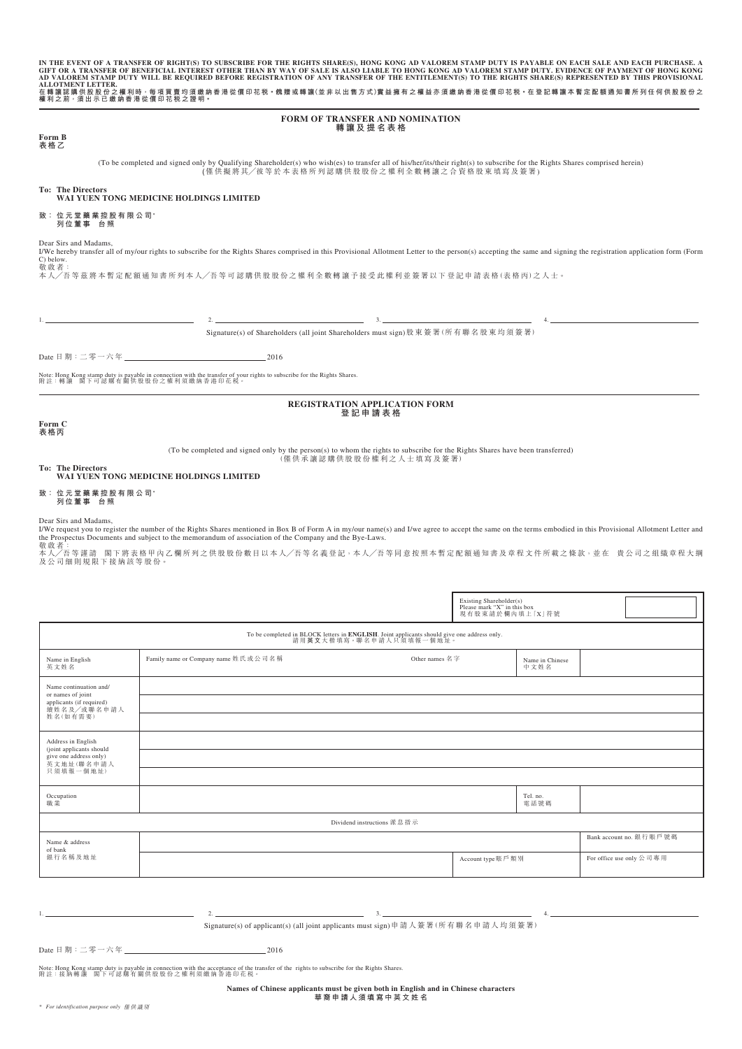**IN THE EVENT OF A TRANSFER OF RIGHT(S) TO SUBSCRIBE FOR THE RIGHTS SHARE(S), HONG KONG AD VALOREM STAMP DUTY IS PAYABLE ON EACH SALE AND EACH PURCHASE. A GIFT OR A TRANSFER OF BENEFICIAL INTEREST OTHER THAN BY WAY OF SALE IS ALSO LIABLE TO HONG KONG AD VALOREM STAMP DUTY. EVIDENCE OF PAYMENT OF HONG KONG AD VALOREM STAMP DUTY WILL BE REQUIRED BEFORE REGISTRATION OF ANY TRANSFER OF THE ENTITLEMENT(S) TO THE RIGHTS SHARE(S) REPRESENTED BY THIS PROVISIONAL ALLOTMENT LETTER.**
**在轉讓認購供股股份之權利時，每項買賣均須繳納香港從價印花稅。餽贈或轉讓(並非以出售方式)實益擁有之權益亦須繳納香港從價印花稅。在登記轉讓本暫定配額通知書所列任何供股股份之權利之前，須出示已繳納香港從價印花稅之證明。**

## FORM OF TRANSFER AND NOMINATION
## 轉讓及提名表格

**Form B**
**表格乙**

(To be completed and signed only by Qualifying Shareholder(s) who wish(es) to transfer all of his/her/its/their right(s) to subscribe for the Rights Shares comprised herein)
(僅供擬將其／彼等於本表格所列認購供股股份之權利全數轉讓之合資格股東填寫及簽署)

**To: The Directors**
**WAI YUEN TONG MEDICINE HOLDINGS LIMITED**

**致：位元堂藥業控股有限公司\***
**列位董事　台照**

Dear Sirs and Madams,
I/We hereby transfer all of my/our rights to subscribe for the Rights Shares comprised in this Provisional Allotment Letter to the person(s) accepting the same and signing the registration application form (Form C) below.
敬啟者：
本人／吾等茲將本暫定配額通知書所列本人／吾等可認購供股股份之權利全數轉讓予接受此權利並簽署以下登記申請表格(表格丙)之人士。

1. ____________ 2. ____________ 3. ____________ 4. ____________
Signature(s) of Shareholders (all joint Shareholders must sign) 股東簽署(所有聯名股東均須簽署)

Date 日期：二零一六年 ____________ 2016

Note: Hong Kong stamp duty is payable in connection with the transfer of your rights to subscribe for the Rights Shares.
附註：轉讓　閣下可認購有關供股股份之權利須繳納香港印花稅。

## REGISTRATION APPLICATION FORM
## 登記申請表格

**Form C**
**表格丙**

(To be completed and signed only by the person(s) to whom the rights to subscribe for the Rights Shares have been transferred)
(僅供承讓認購供股股份權利之人士填寫及簽署)

**To: The Directors**
**WAI YUEN TONG MEDICINE HOLDINGS LIMITED**

**致：位元堂藥業控股有限公司\***
**列位董事　台照**

Dear Sirs and Madams,
I/We request you to register the number of the Rights Shares mentioned in Box B of Form A in my/our name(s) and I/we agree to accept the same on the terms embodied in this Provisional Allotment Letter and the Prospectus Documents and subject to the memorandum of association of the Company and the Bye-Laws.
敬啟者：
本人／吾等謹請　閣下將表格甲內乙欄所列之供股股份數目以本人／吾等名義登記，本人／吾等同意按照本暫定配額通知書及章程文件所載之條款，並在　貴公司之組織章程大綱及公司細則規限下接納該等股份。

| | | | |
|---|---|---|---|
| | | Existing Shareholder(s) Please mark "X" in this box 現有股東請於欄內填上「X」符號 | |
| To be completed in BLOCK letters in **ENGLISH**. Joint applicants should give one address only. 請用英文大楷填寫，聯名申請人只須填報一個地址。 | | | |
| Name in English 英文姓名 | Family name or Company name 姓氏或公司名稱 / Other names 名字 | Name in Chinese 中文姓名 | |
| Name continuation and/ or names of joint applicants (if required) 續姓名及／或聯名申請人姓名(如有需要) | | | |
| Address in English (joint applicants should give one address only) 英文地址(聯名申請人只須填報一個地址) | | | |
| Occupation 職業 | | Tel. no. 電話號碼 | |
| Dividend instructions 派息指示 | | | |
| Name & address of bank 銀行名稱及地址 | | | Bank account no. 銀行賬戶號碼 |
| | | Account type 賬戶類別 | For office use only 公司專用 |

1. ____________ 2. ____________ 3. ____________ 4. ____________
Signature(s) of applicant(s) (all joint applicants must sign) 申請人簽署(所有聯名申請人均須簽署)

Date 日期：二零一六年 ____________ 2016

Note: Hong Kong stamp duty is payable in connection with the acceptance of the transfer of the rights to subscribe for the Rights Shares.
附註：接納轉讓　閣下可認購有關供股股份之權利須繳納香港印花稅。

**Names of Chinese applicants must be given both in English and in Chinese characters**
**華裔申請人須填寫中英文姓名**

\* *For identification purpose only 僅供識別*